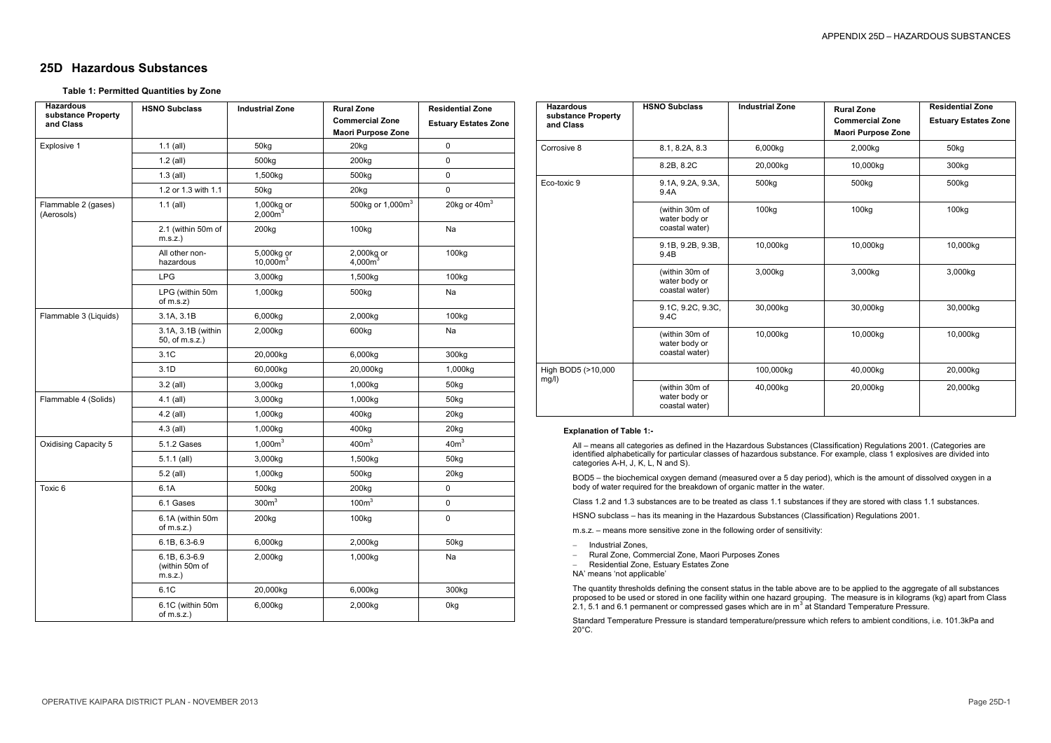## 25D Hazardous Substances

### Table 1: Permitted Quantities by Zone

| Hazardous substance Property and Class | HSNO Subclass | Industrial Zone | Rural Zone Commercial Zone Maori Purpose Zone | Residential Zone Estuary Estates Zone |
|---|---|---|---|---|
| Explosive 1 | 1.1 (all) | 50kg | 20kg | 0 |
| | 1.2 (all) | 500kg | 200kg | 0 |
| | 1.3 (all) | 1,500kg | 500kg | 0 |
| | 1.2 or 1.3 with 1.1 | 50kg | 20kg | 0 |
| Flammable 2 (gases) (Aerosols) | 1.1 (all) | 1,000kg or 2,000m$^3$ | 500kg or 1,000m$^3$ | 20kg or 40m$^3$ |
| | 2.1 (within 50m of m.s.z.) | 200kg | 100kg | Na |
| | All other non-hazardous | 5,000kg or 10,000m$^3$ | 2,000kg or 4,000m$^3$ | 100kg |
| | LPG | 3,000kg | 1,500kg | 100kg |
| | LPG (within 50m of m.s.z) | 1,000kg | 500kg | Na |
| Flammable 3 (Liquids) | 3.1A, 3.1B | 6,000kg | 2,000kg | 100kg |
| | 3.1A, 3.1B (within 50, of m.s.z.) | 2,000kg | 600kg | Na |
| | 3.1C | 20,000kg | 6,000kg | 300kg |
| | 3.1D | 60,000kg | 20,000kg | 1,000kg |
| | 3.2 (all) | 3,000kg | 1,000kg | 50kg |
| Flammable 4 (Solids) | 4.1 (all) | 3,000kg | 1,000kg | 50kg |
| | 4.2 (all) | 1,000kg | 400kg | 20kg |
| | 4.3 (all) | 1,000kg | 400kg | 20kg |
| Oxidising Capacity 5 | 5.1.2 Gases | 1,000m$^3$ | 400m$^3$ | 40m$^3$ |
| | 5.1.1 (all) | 3,000kg | 1,500kg | 50kg |
| | 5.2 (all) | 1,000kg | 500kg | 20kg |
| Toxic 6 | 6.1A | 500kg | 200kg | 0 |
| | 6.1 Gases | 300m$^3$ | 100m$^3$ | 0 |
| | 6.1A (within 50m of m.s.z.) | 200kg | 100kg | 0 |
| | 6.1B, 6.3-6.9 | 6,000kg | 2,000kg | 50kg |
| | 6.1B, 6.3-6.9 (within 50m of m.s.z.) | 2,000kg | 1,000kg | Na |
| | 6.1C | 20,000kg | 6,000kg | 300kg |
| | 6.1C (within 50m of m.s.z.) | 6,000kg | 2,000kg | 0kg |
| Corrosive 8 | 8.1, 8.2A, 8.3 | 6,000kg | 2,000kg | 50kg |
| | 8.2B, 8.2C | 20,000kg | 10,000kg | 300kg |
| Eco-toxic 9 | 9.1A, 9.2A, 9.3A, 9.4A | 500kg | 500kg | 500kg |
| | (within 30m of water body or coastal water) | 100kg | 100kg | 100kg |
| | 9.1B, 9.2B, 9.3B, 9.4B | 10,000kg | 10,000kg | 10,000kg |
| | (within 30m of water body or coastal water) | 3,000kg | 3,000kg | 3,000kg |
| | 9.1C, 9.2C, 9.3C, 9.4C | 30,000kg | 30,000kg | 30,000kg |
| | (within 30m of water body or coastal water) | 10,000kg | 10,000kg | 10,000kg |
| High BOD5 (>10,000 mg/l) | | 100,000kg | 40,000kg | 20,000kg |
| | (within 30m of water body or coastal water) | 40,000kg | 20,000kg | 20,000kg |

**Explanation of Table 1:-**

All – means all categories as defined in the Hazardous Substances (Classification) Regulations 2001. (Categories are identified alphabetically for particular classes of hazardous substance. For example, class 1 explosives are divided into categories A-H, J, K, L, N and S).

BOD5 – the biochemical oxygen demand (measured over a 5 day period), which is the amount of dissolved oxygen in a body of water required for the breakdown of organic matter in the water.

Class 1.2 and 1.3 substances are to be treated as class 1.1 substances if they are stored with class 1.1 substances.

HSNO subclass – has its meaning in the Hazardous Substances (Classification) Regulations 2001.

m.s.z. – means more sensitive zone in the following order of sensitivity:

- Industrial Zones,
- Rural Zone, Commercial Zone, Maori Purposes Zones
- Residential Zone, Estuary Estates Zone

NA' means 'not applicable'

The quantity thresholds defining the consent status in the table above are to be applied to the aggregate of all substances proposed to be used or stored in one facility within one hazard grouping. The measure is in kilograms (kg) apart from Class 2.1, 5.1 and 6.1 permanent or compressed gases which are in m$^3$ at Standard Temperature Pressure.

Standard Temperature Pressure is standard temperature/pressure which refers to ambient conditions, i.e. 101.3kPa and 20°C.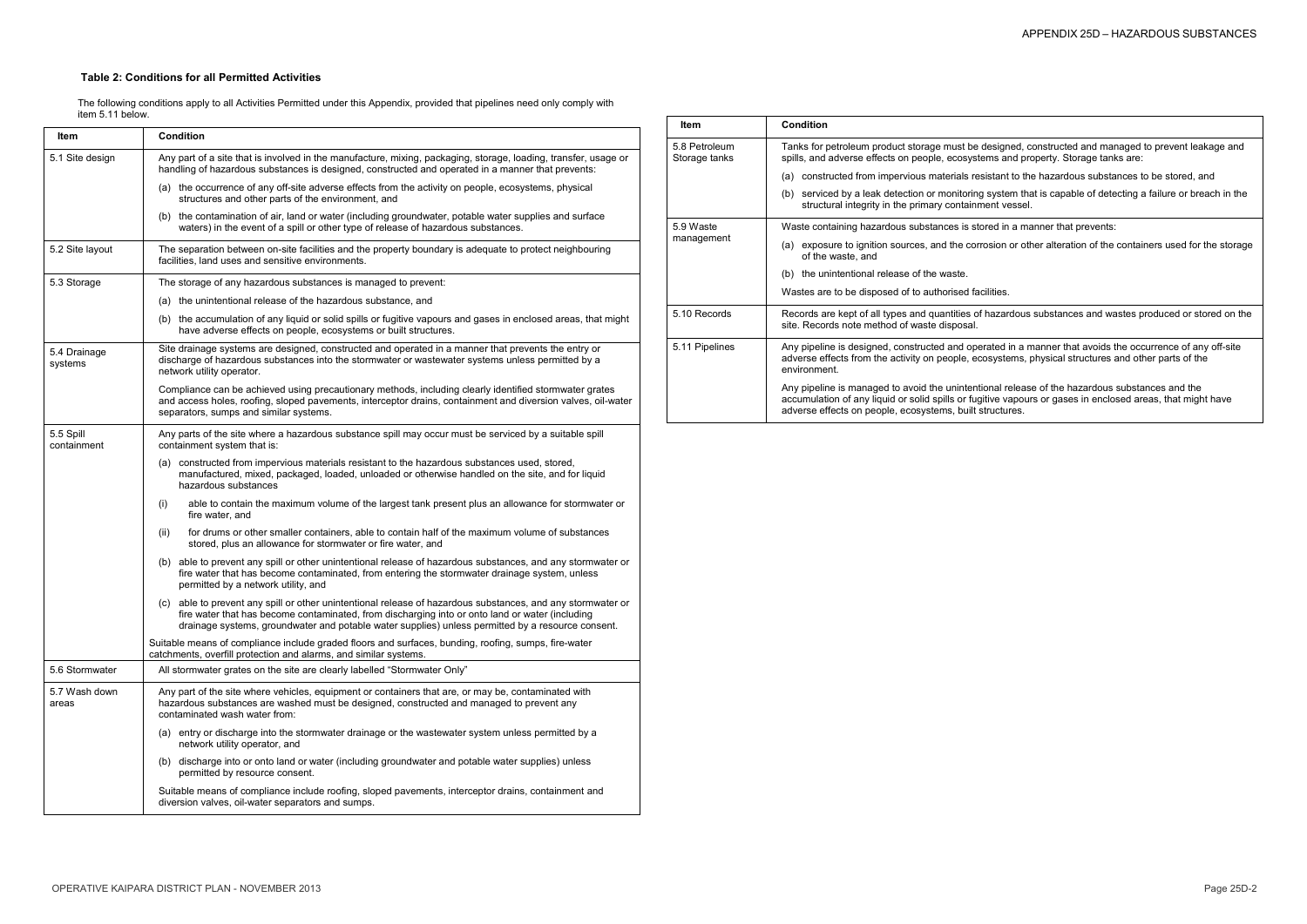### Table 2: Conditions for all Permitted Activities

The following conditions apply to all Activities Permitted under this Appendix, provided that pipelines need only comply with item 5.11 below.

| Item | Condition |
|---|---|
| 5.1 Site design | Any part of a site that is involved in the manufacture, mixing, packaging, storage, loading, transfer, usage or handling of hazardous substances is designed, constructed and operated in a manner that prevents:<br>(a) the occurrence of any off-site adverse effects from the activity on people, ecosystems, physical structures and other parts of the environment, and<br>(b) the contamination of air, land or water (including groundwater, potable water supplies and surface waters) in the event of a spill or other type of release of hazardous substances. |
| 5.2 Site layout | The separation between on-site facilities and the property boundary is adequate to protect neighbouring facilities, land uses and sensitive environments. |
| 5.3 Storage | The storage of any hazardous substances is managed to prevent:<br>(a) the unintentional release of the hazardous substance, and<br>(b) the accumulation of any liquid or solid spills or fugitive vapours and gases in enclosed areas, that might have adverse effects on people, ecosystems or built structures. |
| 5.4 Drainage systems | Site drainage systems are designed, constructed and operated in a manner that prevents the entry or discharge of hazardous substances into the stormwater or wastewater systems unless permitted by a network utility operator.<br>Compliance can be achieved using precautionary methods, including clearly identified stormwater grates and access holes, roofing, sloped pavements, interceptor drains, containment and diversion valves, oil-water separators, sumps and similar systems. |
| 5.5 Spill containment | Any parts of the site where a hazardous substance spill may occur must be serviced by a suitable spill containment system that is:<br>(a) constructed from impervious materials resistant to the hazardous substances used, stored, manufactured, mixed, packaged, loaded, unloaded or otherwise handled on the site, and for liquid hazardous substances<br>(i) able to contain the maximum volume of the largest tank present plus an allowance for stormwater or fire water, and<br>(ii) for drums or other smaller containers, able to contain half of the maximum volume of substances stored, plus an allowance for stormwater or fire water, and<br>(b) able to prevent any spill or other unintentional release of hazardous substances, and any stormwater or fire water that has become contaminated, from entering the stormwater drainage system, unless permitted by a network utility, and<br>(c) able to prevent any spill or other unintentional release of hazardous substances, and any stormwater or fire water that has become contaminated, from discharging into or onto land or water (including drainage systems, groundwater and potable water supplies) unless permitted by a resource consent.<br>Suitable means of compliance include graded floors and surfaces, bunding, roofing, sumps, fire-water catchments, overfill protection and alarms, and similar systems. |
| 5.6 Stormwater | All stormwater grates on the site are clearly labelled "Stormwater Only" |
| 5.7 Wash down areas | Any part of the site where vehicles, equipment or containers that are, or may be, contaminated with hazardous substances are washed must be designed, constructed and managed to prevent any contaminated wash water from:<br>(a) entry or discharge into the stormwater drainage or the wastewater system unless permitted by a network utility operator, and<br>(b) discharge into or onto land or water (including groundwater and potable water supplies) unless permitted by resource consent.<br>Suitable means of compliance include roofing, sloped pavements, interceptor drains, containment and diversion valves, oil-water separators and sumps. |
| 5.8 Petroleum Storage tanks | Tanks for petroleum product storage must be designed, constructed and managed to prevent leakage and spills, and adverse effects on people, ecosystems and property. Storage tanks are:<br>(a) constructed from impervious materials resistant to the hazardous substances to be stored, and<br>(b) serviced by a leak detection or monitoring system that is capable of detecting a failure or breach in the structural integrity in the primary containment vessel. |
| 5.9 Waste management | Waste containing hazardous substances is stored in a manner that prevents:<br>(a) exposure to ignition sources, and the corrosion or other alteration of the containers used for the storage of the waste, and<br>(b) the unintentional release of the waste.<br>Wastes are to be disposed of to authorised facilities. |
| 5.10 Records | Records are kept of all types and quantities of hazardous substances and wastes produced or stored on the site. Records note method of waste disposal. |
| 5.11 Pipelines | Any pipeline is designed, constructed and operated in a manner that avoids the occurrence of any off-site adverse effects from the activity on people, ecosystems, physical structures and other parts of the environment.<br>Any pipeline is managed to avoid the unintentional release of the hazardous substances and the accumulation of any liquid or solid spills or fugitive vapours or gases in enclosed areas, that might have adverse effects on people, ecosystems, built structures. |